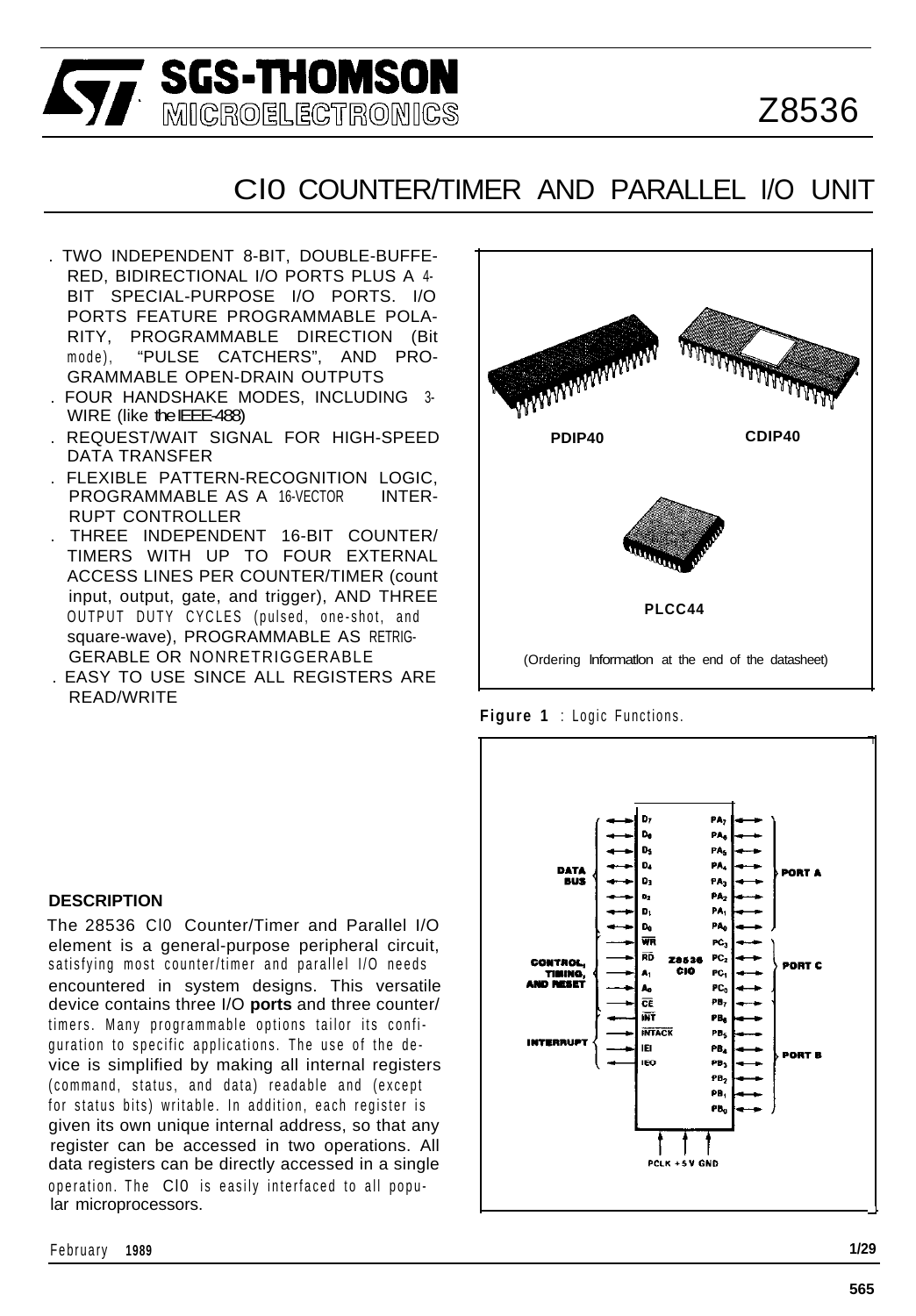# Z8536

## CIO COUNTER/TIMER AND PARALLEL I/O UNIT

- TWO INDEPENDENT 8-BIT, DOUBLE-BUFFERED, BIDIRECTIONAL I/O PORTS PLUS A 4-BIT SPECIAL-PURPOSE I/O PORTS. I/O PORTS FEATURE PROGRAMMABLE POLARITY, PROGRAMMABLE DIRECTION (Bit mode), "PULSE CATCHERS", AND PROGRAMMABLE OPEN-DRAIN OUTPUTS
- FOUR HANDSHAKE MODES, INCLUDING 3-WIRE (like the IEEE-488)
- REQUEST/WAIT SIGNAL FOR HIGH-SPEED DATA TRANSFER
- FLEXIBLE PATTERN-RECOGNITION LOGIC, PROGRAMMABLE AS A 16-VECTOR INTERRUPT CONTROLLER
- THREE INDEPENDENT 16-BIT COUNTER/TIMERS WITH UP TO FOUR EXTERNAL ACCESS LINES PER COUNTER/TIMER (count input, output, gate, and trigger), AND THREE OUTPUT DUTY CYCLES (pulsed, one-shot, and square-wave), PROGRAMMABLE AS RETRIGGERABLE OR NONRETRIGGERABLE
- EASY TO USE SINCE ALL REGISTERS ARE READ/WRITE

PDIP40 CDIP40

PLCC44

(Ordering Information at the end of the datasheet)

### DESCRIPTION

The 28536 CIO Counter/Timer and Parallel I/O element is a general-purpose peripheral circuit, satisfying most counter/timer and parallel I/O needs encountered in system designs. This versatile device contains three I/O **ports** and three counter/timers. Many programmable options tailor its configuration to specific applications. The use of the device is simplified by making all internal registers (command, status, and data) readable and (except for status bits) writable. In addition, each register is given its own unique internal address, so that any register can be accessed in two operations. All data registers can be directly accessed in a single operation. The CIO is easily interfaced to all popular microprocessors.

**Figure 1** : Logic Functions.

February **1989**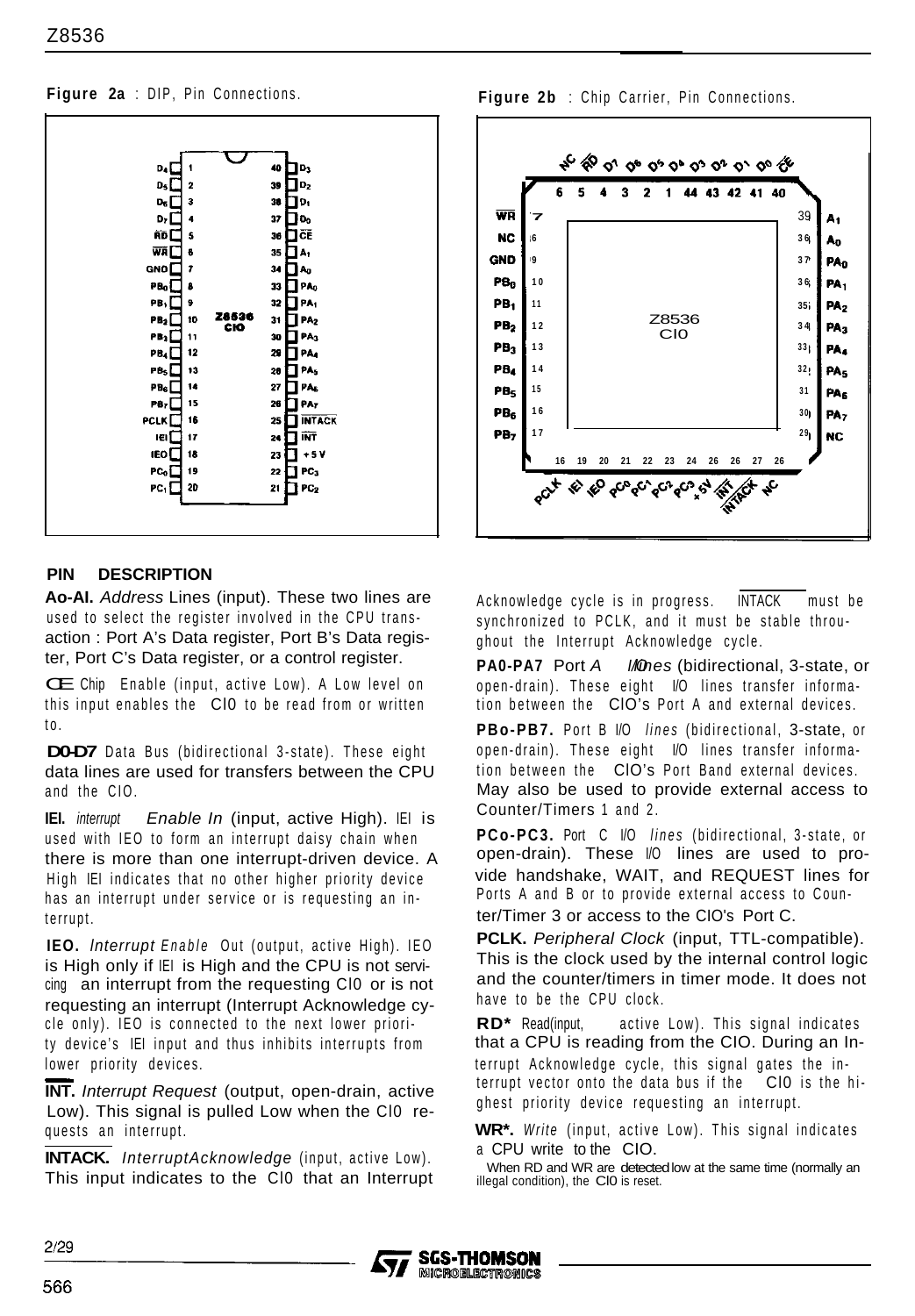**Figure 2a** : DIP, Pin Connections.

**Figure 2b** : Chip Carrier, Pin Connections.

## PIN DESCRIPTION

**A0-A1.** *Address* Lines (input). These two lines are used to select the register involved in the CPU transaction : Port A's Data register, Port B's Data register, Port C's Data register, or a control register.

**CE** Chip Enable (input, active Low). A Low level on this input enables the CIO to be read from or written to.

**D0-D7** Data Bus (bidirectional 3-state). These eight data lines are used for transfers between the CPU and the CIO.

**IEI.** *Interrupt Enable In* (input, active High). IEI is used with IEO to form an interrupt daisy chain when there is more than one interrupt-driven device. A High IEI indicates that no other higher priority device has an interrupt under service or is requesting an interrupt.

**IEO.** *Interrupt Enable* Out (output, active High). IEO is High only if IEI is High and the CPU is not servicing an interrupt from the requesting CIO or is not requesting an interrupt (Interrupt Acknowledge cycle only). IEO is connected to the next lower priority device's IEI input and thus inhibits interrupts from lower priority devices.

**INT.** *Interrupt Request* (output, open-drain, active Low). This signal is pulled Low when the CIO requests an interrupt.

**INTACK.** *InterruptAcknowledge* (input, active Low). This input indicates to the CIO that an Interrupt Acknowledge cycle is in progress. INTACK must be synchronized to PCLK, and it must be stable throughout the Interrupt Acknowledge cycle.

**PA0-PA7** Port *A I/O lines* (bidirectional, 3-state, or open-drain). These eight I/O lines transfer information between the CIO's Port A and external devices.

**PB0-PB7.** Port B I/O *lines* (bidirectional, 3-state, or open-drain). These eight I/O lines transfer information between the CIO's Port Band external devices. May also be used to provide external access to Counter/Timers 1 and 2.

**PC0-PC3.** Port C I/O *lines* (bidirectional, 3-state, or open-drain). These I/O lines are used to provide handshake, WAIT, and REQUEST lines for Ports A and B or to provide external access to Counter/Timer 3 or access to the CIO's Port C.

**PCLK.** *Peripheral Clock* (input, TTL-compatible). This is the clock used by the internal control logic and the counter/timers in timer mode. It does not have to be the CPU clock.

**RD*** Read(input, active Low). This signal indicates that a CPU is reading from the CIO. During an Interrupt Acknowledge cycle, this signal gates the interrupt vector onto the data bus if the CIO is the highest priority device requesting an interrupt.

**WR*.** *Write* (input, active Low). This signal indicates a CPU write to the CIO.

When RD and WR are detected low at the same time (normally an illegal condition), the CIO is reset.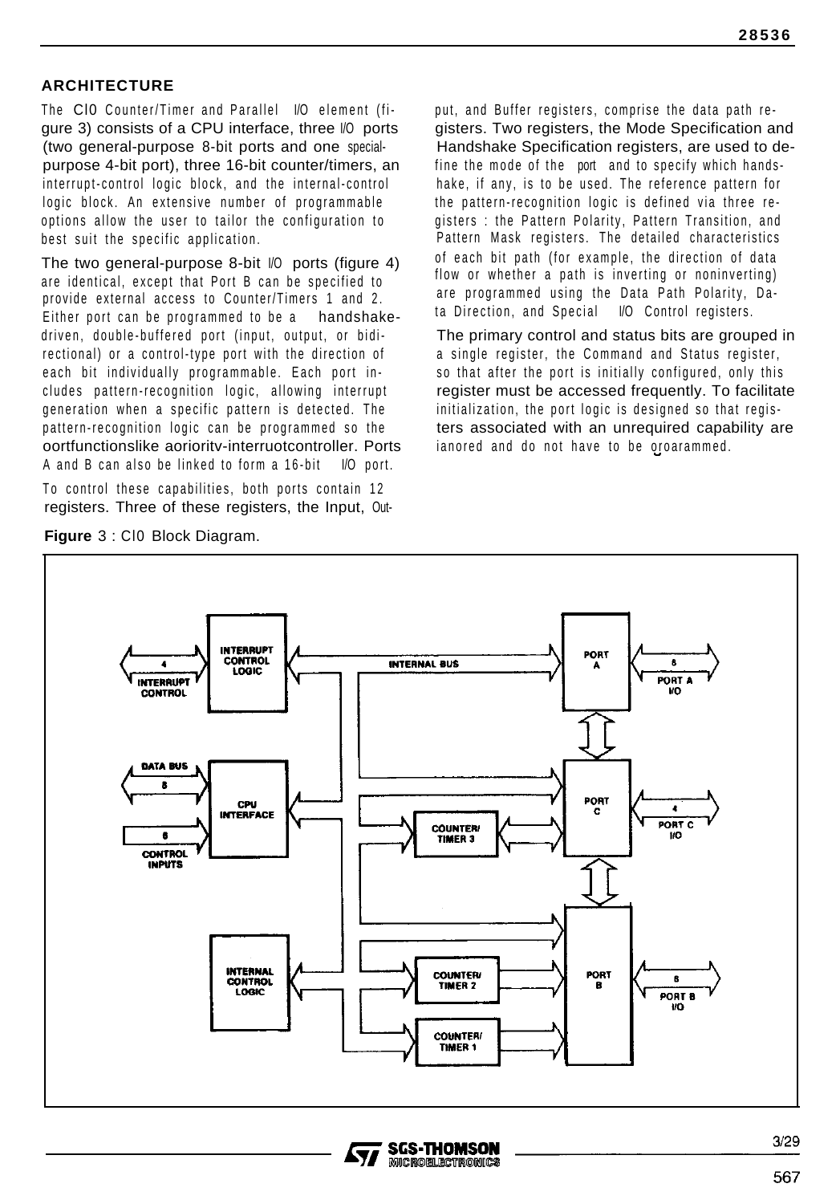## ARCHITECTURE

The CIO Counter/Timer and Parallel I/O element (figure 3) consists of a CPU interface, three I/O ports (two general-purpose 8-bit ports and one special-purpose 4-bit port), three 16-bit counter/timers, an interrupt-control logic block, and the internal-control logic block. An extensive number of programmable options allow the user to tailor the configuration to best suit the specific application.

The two general-purpose 8-bit I/O ports (figure 4) are identical, except that Port B can be specified to provide external access to Counter/Timers 1 and 2. Either port can be programmed to be a handshake-driven, double-buffered port (input, output, or bidirectional) or a control-type port with the direction of each bit individually programmable. Each port includes pattern-recognition logic, allowing interrupt generation when a specific pattern is detected. The pattern-recognition logic can be programmed so the oortfunctionslike aerioritv-interruotcontroller. Ports A and B can also be linked to form a 16-bit I/O port.

To control these capabilities, both ports contain 12 registers. Three of these registers, the Input, Output, and Buffer registers, comprise the data path registers. Two registers, the Mode Specification and Handshake Specification registers, are used to define the mode of the port and to specify which handshake, if any, is to be used. The reference pattern for the pattern-recognition logic is defined via three registers : the Pattern Polarity, Pattern Transition, and Pattern Mask registers. The detailed characteristics of each bit path (for example, the direction of data flow or whether a path is inverting or noninverting) are programmed using the Data Path Polarity, Data Direction, and Special I/O Control registers.

The primary control and status bits are grouped in a single register, the Command and Status register, so that after the port is initially configured, only this register must be accessed frequently. To facilitate initialization, the port logic is designed so that registers associated with an unrequired capability are ianored and do not have to be oroarammed.

**Figure** 3 : CIO Block Diagram.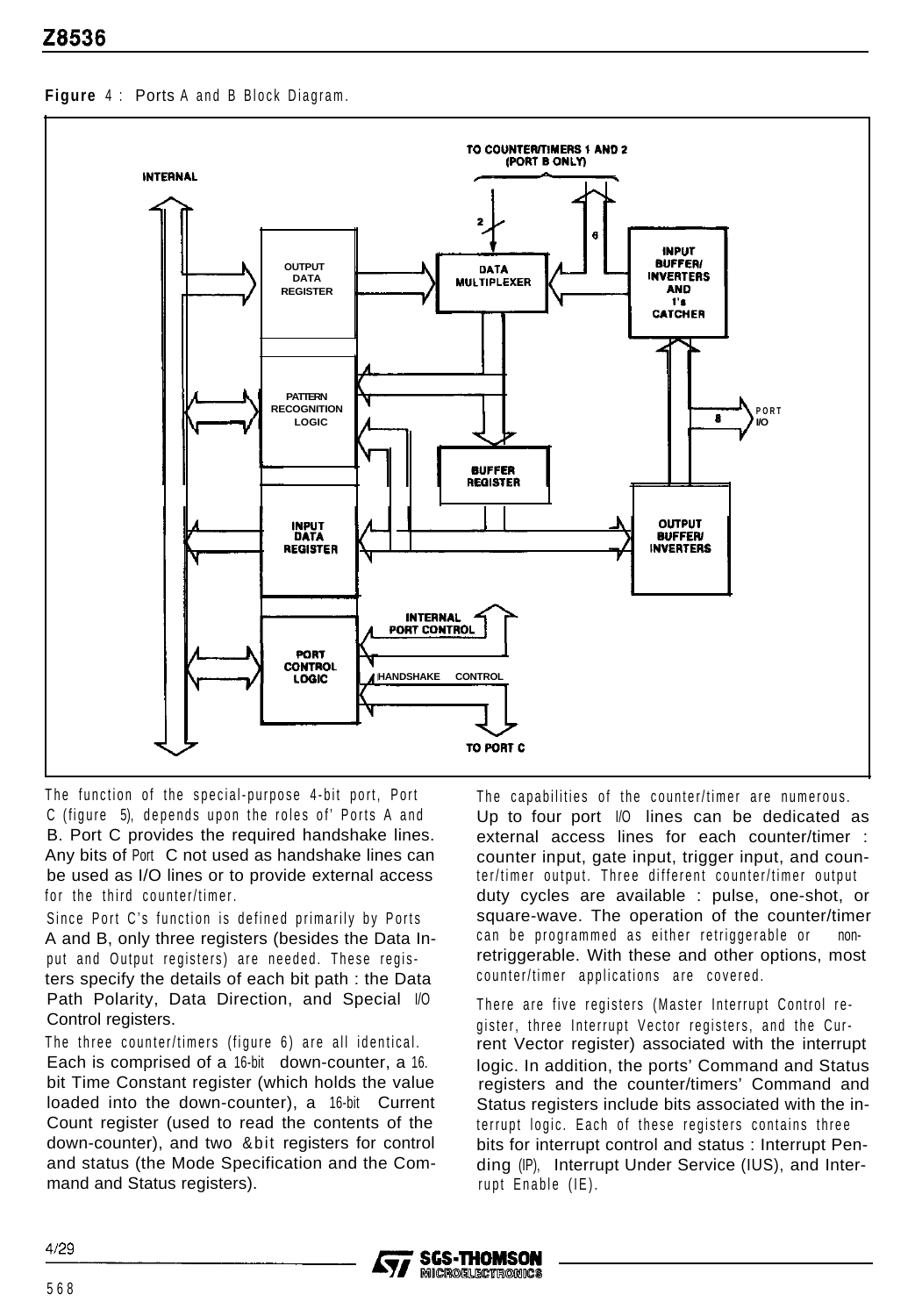**Figure** 4 : Ports A and B Block Diagram.

The function of the special-purpose 4-bit port, Port C (figure 5), depends upon the roles of' Ports A and B. Port C provides the required handshake lines. Any bits of Port C not used as handshake lines can be used as I/O lines or to provide external access for the third counter/timer.

Since Port C's function is defined primarily by Ports A and B, only three registers (besides the Data Input and Output registers) are needed. These registers specify the details of each bit path : the Data Path Polarity, Data Direction, and Special I/O Control registers.

The three counter/timers (figure 6) are all identical. Each is comprised of a 16-bit down-counter, a 16-bit Time Constant register (which holds the value loaded into the down-counter), a 16-bit Current Count register (used to read the contents of the down-counter), and two &bit registers for control and status (the Mode Specification and the Command and Status registers).

The capabilities of the counter/timer are numerous. Up to four port I/O lines can be dedicated as external access lines for each counter/timer : counter input, gate input, trigger input, and counter/timer output. Three different counter/timer output duty cycles are available : pulse, one-shot, or square-wave. The operation of the counter/timer can be programmed as either retriggerable or non-retriggerable. With these and other options, most counter/timer applications are covered.

There are five registers (Master Interrupt Control register, three Interrupt Vector registers, and the Current Vector register) associated with the interrupt logic. In addition, the ports' Command and Status registers and the counter/timers' Command and Status registers include bits associated with the interrupt logic. Each of these registers contains three bits for interrupt control and status : Interrupt Pending (IP), Interrupt Under Service (IUS), and Interrupt Enable (IE).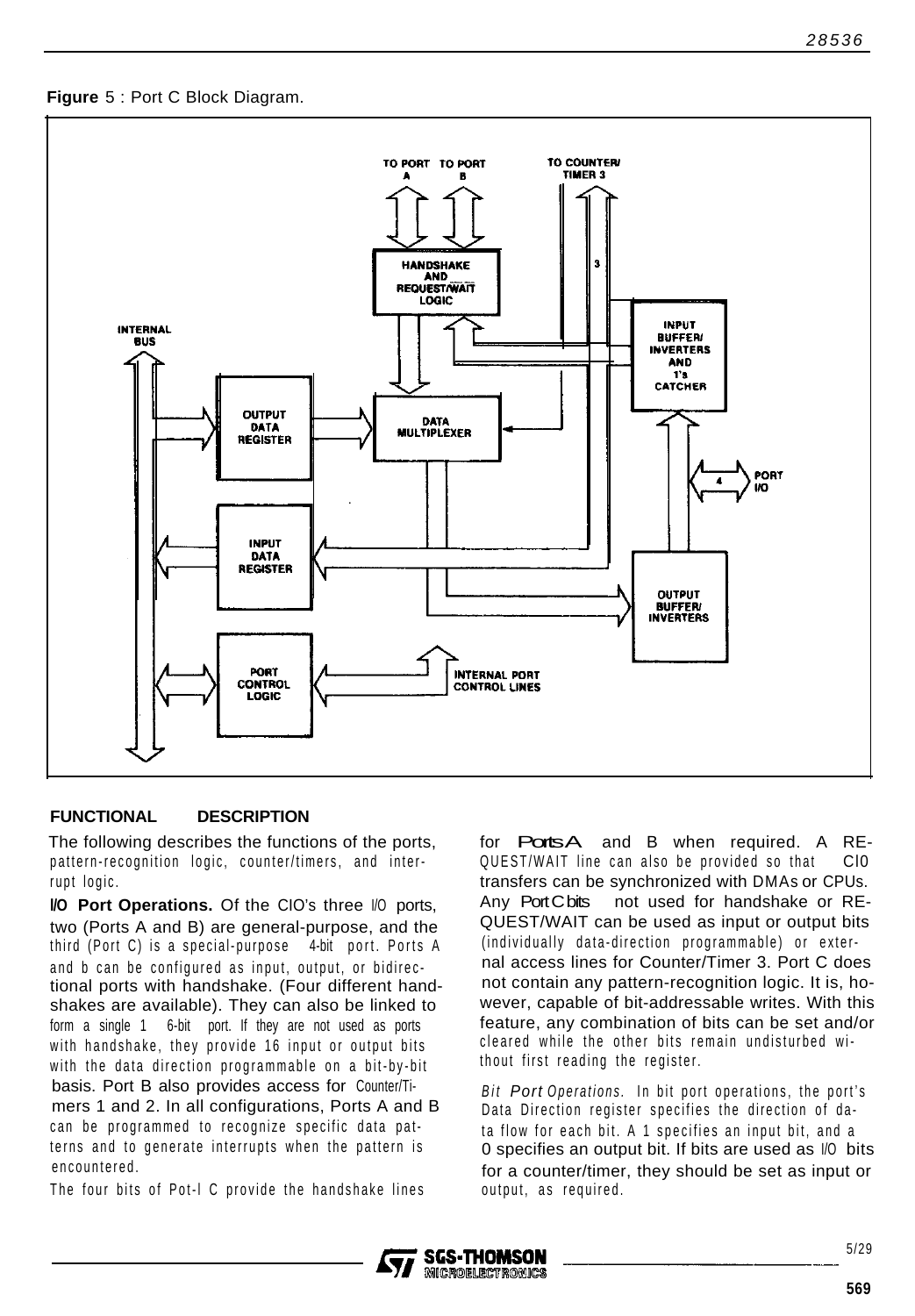**Figure** 5 : Port C Block Diagram.

## FUNCTIONAL DESCRIPTION

The following describes the functions of the ports, pattern-recognition logic, counter/timers, and interrupt logic.

**I/O Port Operations.** Of the CIO's three I/O ports, two (Ports A and B) are general-purpose, and the third (Port C) is a special-purpose 4-bit port. Ports A and b can be configured as input, output, or bidirectional ports with handshake. (Four different handshakes are available). They can also be linked to form a single 16-bit port. If they are not used as ports with handshake, they provide 16 input or output bits with the data direction programmable on a bit-by-bit basis. Port B also provides access for Counter/Timers 1 and 2. In all configurations, Ports A and B can be programmed to recognize specific data patterns and to generate interrupts when the pattern is encountered.

The four bits of Pot-l C provide the handshake lines for Ports A and B when required. A REQUEST/WAIT line can also be provided so that CIO transfers can be synchronized with DMAs or CPUs. Any Port C bits not used for handshake or REQUEST/WAIT can be used as input or output bits (individually data-direction programmable) or external access lines for Counter/Timer 3. Port C does not contain any pattern-recognition logic. It is, however, capable of bit-addressable writes. With this feature, any combination of bits can be set and/or cleared while the other bits remain undisturbed without first reading the register.

*Bit Port Operations.* In bit port operations, the port's Data Direction register specifies the direction of data flow for each bit. A 1 specifies an input bit, and a 0 specifies an output bit. If bits are used as I/O bits for a counter/timer, they should be set as input or output, as required.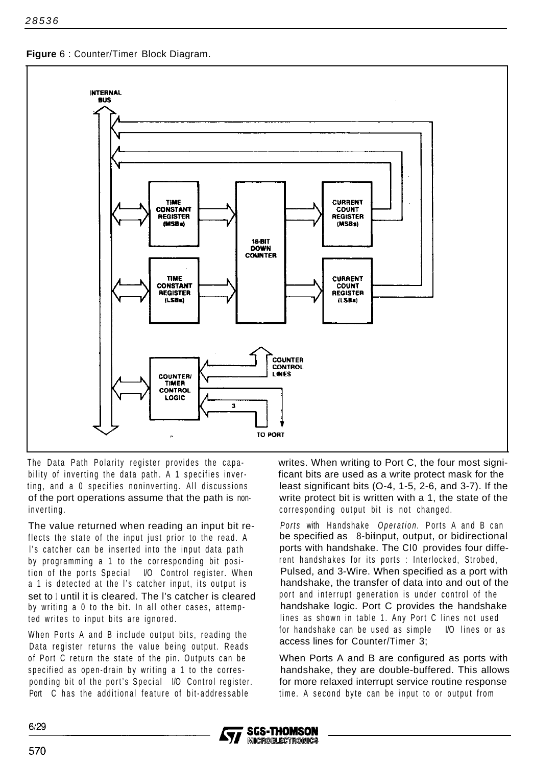**Figure** 6 : Counter/Timer Block Diagram.

The Data Path Polarity register provides the capability of inverting the data path. A 1 specifies inverting, and a 0 specifies noninverting. All discussions of the port operations assume that the path is noninverting.

The value returned when reading an input bit reflects the state of the input just prior to the read. A l's catcher can be inserted into the input data path by programming a 1 to the corresponding bit position of the ports Special I/O Control register. When a 1 is detected at the l's catcher input, its output is set to 1 until it is cleared. The l's catcher is cleared by writing a 0 to the bit. In all other cases, attempted writes to input bits are ignored.

When Ports A and B include output bits, reading the Data register returns the value being output. Reads of Port C return the state of the pin. Outputs can be specified as open-drain by writing a 1 to the corresponding bit of the port's Special I/O Control register. Port C has the additional feature of bit-addressable writes. When writing to Port C, the four most significant bits are used as a write protect mask for the least significant bits (0-4, 1-5, 2-6, and 3-7). If the write protect bit is written with a 1, the state of the corresponding output bit is not changed.

*Ports with Handshake Operation.* Ports A and B can be specified as 8-bit input, output, or bidirectional ports with handshake. The CIO provides four different handshakes for its ports : Interlocked, Strobed, Pulsed, and 3-Wire. When specified as a port with handshake, the transfer of data into and out of the port and interrupt generation is under control of the handshake logic. Port C provides the handshake lines as shown in table 1. Any Port C lines not used for handshake can be used as simple I/O lines or as access lines for Counter/Timer 3;

When Ports A and B are configured as ports with handshake, they are double-buffered. This allows for more relaxed interrupt service routine response time. A second byte can be input to or output from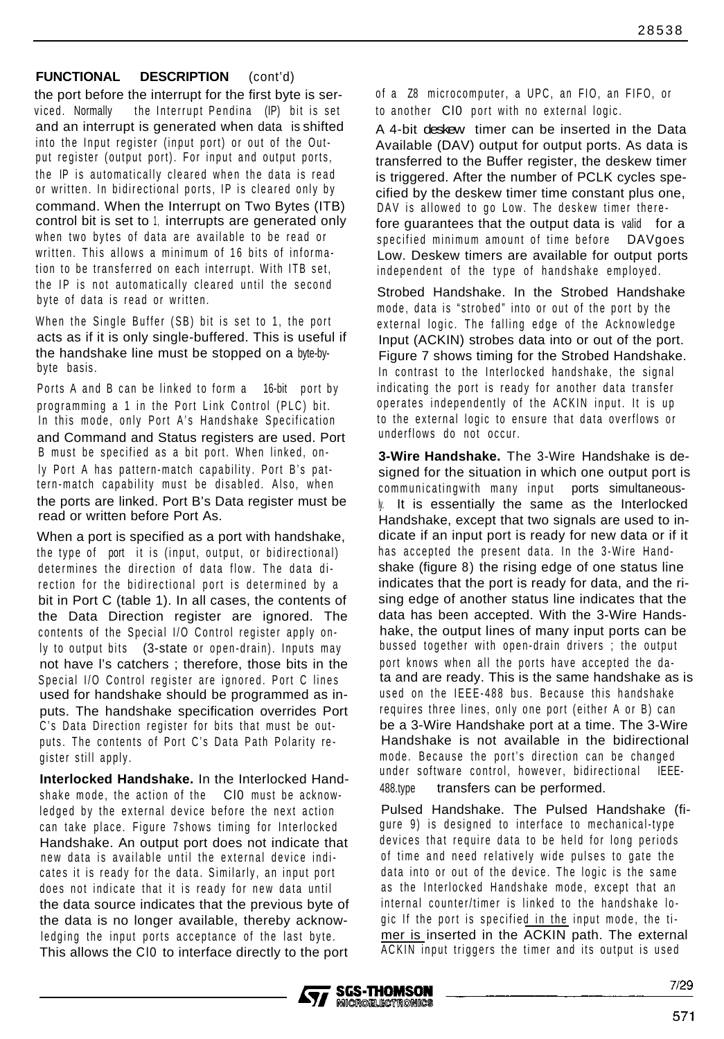**FUNCTIONAL DESCRIPTION** (cont'd)

the port before the interrupt for the first byte is serviced. Normally the Interrupt Pendina (IP) bit is set and an interrupt is generated when data is shifted into the Input register (input port) or out of the Output register (output port). For input and output ports, the IP is automatically cleared when the data is read or written. In bidirectional ports, IP is cleared only by command. When the Interrupt on Two Bytes (ITB) control bit is set to 1, interrupts are generated only when two bytes of data are available to be read or written. This allows a minimum of 16 bits of information to be transferred on each interrupt. With ITB set, the IP is not automatically cleared until the second byte of data is read or written.

When the Single Buffer (SB) bit is set to 1, the port acts as if it is only single-buffered. This is useful if the handshake line must be stopped on a byte-by-byte basis.

Ports A and B can be linked to form a 16-bit port by programming a 1 in the Port Link Control (PLC) bit. In this mode, only Port A's Handshake Specification and Command and Status registers are used. Port B must be specified as a bit port. When linked, only Port A has pattern-match capability. Port B's pattern-match capability must be disabled. Also, when the ports are linked. Port B's Data register must be read or written before Port As.

When a port is specified as a port with handshake, the type of port it is (input, output, or bidirectional) determines the direction of data flow. The data direction for the bidirectional port is determined by a bit in Port C (table 1). In all cases, the contents of the Data Direction register are ignored. The contents of the Special I/O Control register apply only to output bits (3-state or open-drain). Inputs may not have l's catchers ; therefore, those bits in the Special I/O Control register are ignored. Port C lines used for handshake should be programmed as inputs. The handshake specification overrides Port C's Data Direction register for bits that must be outputs. The contents of Port C's Data Path Polarity register still apply.

**Interlocked Handshake.** In the Interlocked Handshake mode, the action of the CIO must be acknowledged by the external device before the next action can take place. Figure 7shows timing for Interlocked Handshake. An output port does not indicate that new data is available until the external device indicates it is ready for the data. Similarly, an input port does not indicate that it is ready for new data until the data source indicates that the previous byte of the data is no longer available, thereby acknowledging the input ports acceptance of the last byte. This allows the CI0 to interface directly to the port of a Z8 microcomputer, a UPC, an FIO, an FIFO, or to another CIO port with no external logic.

A 4-bit deskew timer can be inserted in the Data Available (DAV) output for output ports. As data is transferred to the Buffer register, the deskew timer is triggered. After the number of PCLK cycles specified by the deskew timer time constant plus one, DAV is allowed to go Low. The deskew timer therefore guarantees that the output data is valid for a specified minimum amount of time before DAVgoes Low. Deskew timers are available for output ports independent of the type of handshake employed.

Strobed Handshake. In the Strobed Handshake mode, data is "strobed" into or out of the port by the external logic. The falling edge of the Acknowledge Input (ACKIN) strobes data into or out of the port. Figure 7 shows timing for the Strobed Handshake. In contrast to the Interlocked handshake, the signal indicating the port is ready for another data transfer operates independently of the ACKIN input. It is up to the external logic to ensure that data overflows or underflows do not occur.

**3-Wire Handshake.** The 3-Wire Handshake is designed for the situation in which one output port is communicatingwith many input ports simultaneously. It is essentially the same as the Interlocked Handshake, except that two signals are used to indicate if an input port is ready for new data or if it has accepted the present data. In the 3-Wire Handshake (figure 8) the rising edge of one status line indicates that the port is ready for data, and the rising edge of another status line indicates that the data has been accepted. With the 3-Wire Handshake, the output lines of many input ports can be bussed together with open-drain drivers ; the output port knows when all the ports have accepted the data and are ready. This is the same handshake as is used on the IEEE-488 bus. Because this handshake requires three lines, only one port (either A or B) can be a 3-Wire Handshake port at a time. The 3-Wire Handshake is not available in the bidirectional mode. Because the port's direction can be changed under software control, however, bidirectional IEEE-488.type transfers can be performed.

Pulsed Handshake. The Pulsed Handshake (figure 9) is designed to interface to mechanical-type devices that require data to be held for long periods of time and need relatively wide pulses to gate the data into or out of the device. The logic is the same as the Interlocked Handshake mode, except that an internal counter/timer is linked to the handshake logic If the port is specified in the input mode, the timer is inserted in the ACKIN path. The external ACKIN input triggers the timer and its output is used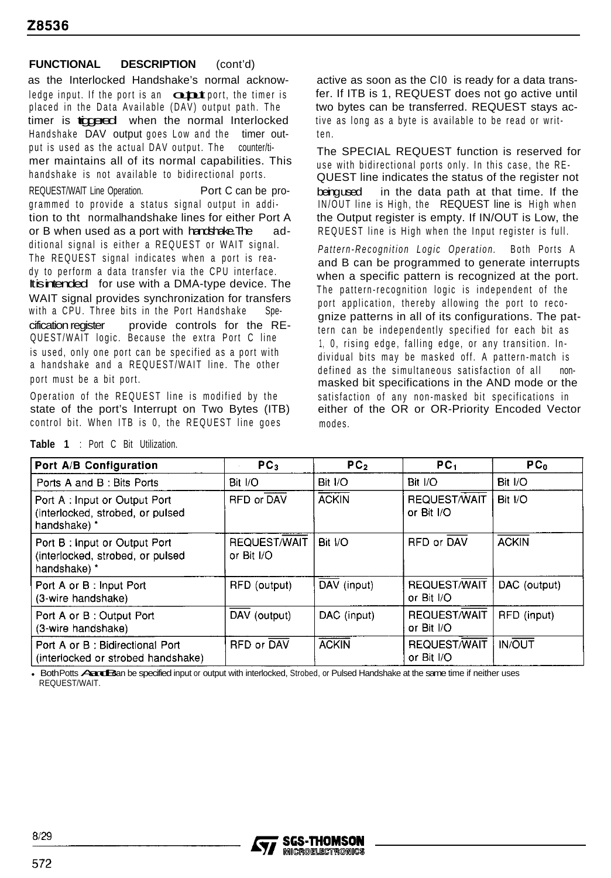**FUNCTIONAL DESCRIPTION** (cont'd)

as the Interlocked Handshake's normal acknowledge input. If the port is an output port, the timer is placed in the Data Available (DAV) output path. The timer is triggered when the normal Interlocked Handshake DAV output goes Low and the timer output is used as the actual DAV output. The counter/timer maintains all of its normal capabilities. This handshake is not available to bidirectional ports.

*REQUEST/WAIT Line Operation.* Port C can be programmed to provide a status signal output in addition to tht normalhandshake lines for either Port A or B when used as a port with handshake.The additional signal is either a REQUEST or WAIT signal. The REQUEST signal indicates when a port is ready to perform a data transfer via the CPU interface. It is intended for use with a DMA-type device. The WAIT signal provides synchronization for transfers with a CPU. Three bits in the Port Handshake Specification register provide controls for the REQUEST/WAIT logic. Because the extra Port C line is used, only one port can be specified as a port with a handshake and a REQUEST/WAIT line. The other port must be a bit port.

Operation of the REQUEST line is modified by the state of the port's Interrupt on Two Bytes (ITB) control bit. When ITB is 0, the REQUEST line goes active as soon as the CI0 is ready for a data transfer. If ITB is 1, REQUEST does not go active until two bytes can be transferred. REQUEST stays active as long as a byte is available to be read or written.

The SPECIAL REQUEST function is reserved for use with bidirectional ports only. In this case, the REQUEST line indicates the status of the register not being used in the data path at that time. If the IN/OUT line is High, the REQUEST line is High when the Output register is empty. If IN/OUT is Low, the REQUEST line is High when the Input register is full.

*Pattern-Recognition Logic Operation.* Both Ports A and B can be programmed to generate interrupts when a specific pattern is recognized at the port. The pattern-recognition logic is independent of the port application, thereby allowing the port to recognize patterns in all of its configurations. The pattern can be independently specified for each bit as 1, 0, rising edge, falling edge, or any transition. Individual bits may be masked off. A pattern-match is defined as the simultaneous satisfaction of all non-masked bit specifications in the AND mode or the satisfaction of any non-masked bit specifications in either of the OR or OR-Priority Encoded Vector modes.

**Table 1** : Port C Bit Utilization.

| Port A/B Configuration | $PC_3$ | $PC_2$ | $PC_1$ | $PC_0$ |
|---|---|---|---|---|
| Ports A and B : Bits Ports | Bit I/O | Bit I/O | Bit I/O | Bit I/O |
| Port A : Input or Output Port (interlocked, strobed, or pulsed handshake) * | RFD or $\overline{DAV}$ | $\overline{ACKIN}$ | REQUEST/$\overline{WAIT}$ or Bit I/O | Bit I/O |
| Port B : Input or Output Port (interlocked, strobed, or pulsed handshake) * | REQUEST/$\overline{WAIT}$ or Bit I/O | Bit I/O | RFD or $\overline{DAV}$ | $\overline{ACKIN}$ |
| Port A or B : Input Port (3-wire handshake) | RFD (output) | $\overline{DAV}$ (input) | REQUEST/$\overline{WAIT}$ or Bit I/O | DAC (output) |
| Port A or B : Output Port (3-wire handshake) | $\overline{DAV}$ (output) | DAC (input) | REQUEST/$\overline{WAIT}$ or Bit I/O | RFD (input) |
| Port A or B : Bidirectional Port (interlocked or strobed handshake) | RFD or $\overline{DAV}$ | $\overline{ACKIN}$ | REQUEST/$\overline{WAIT}$ or Bit I/O | IN/$\overline{OUT}$ |

* Both Potts A and B can be specified input or output with interlocked, Strobed, or Pulsed Handshake at the same time if neither uses REQUEST/WAIT.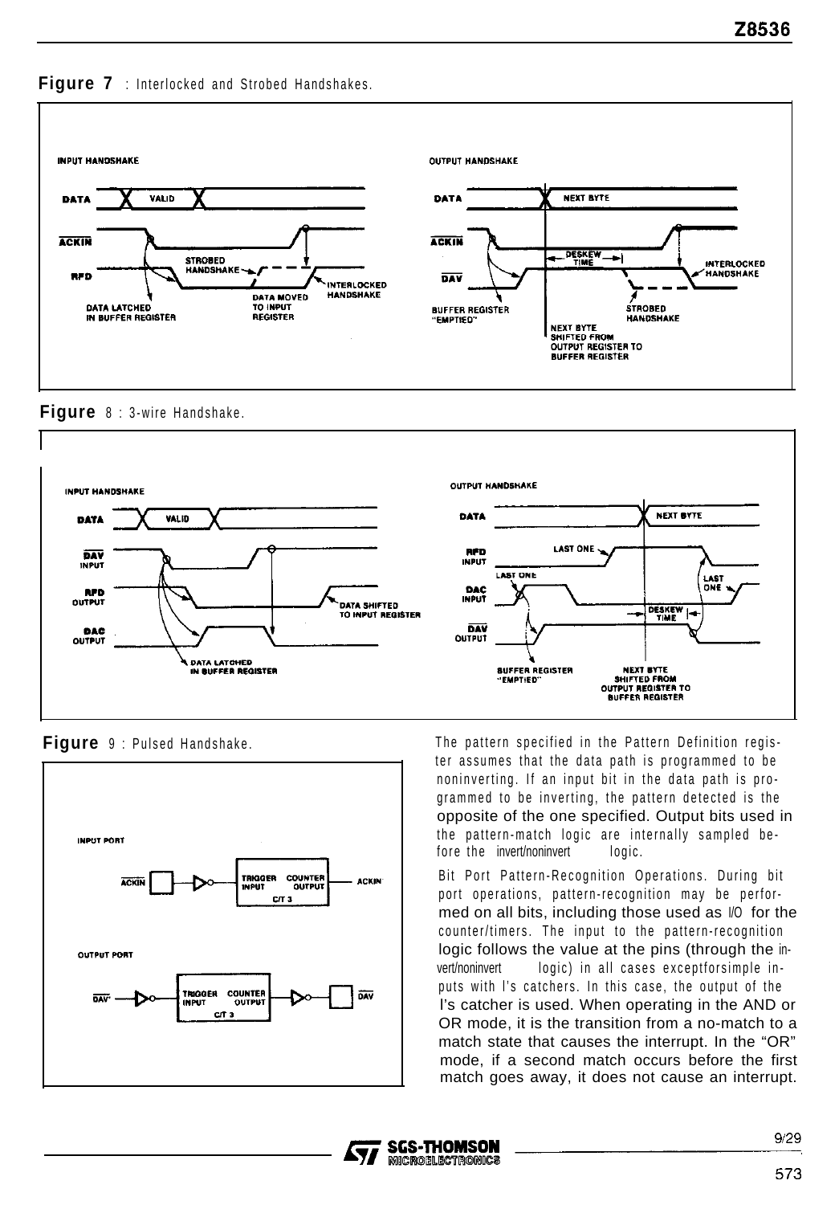**Figure 7** : Interlocked and Strobed Handshakes.

**Figure 8** : 3-wire Handshake.

**Figure 9** : Pulsed Handshake.

The pattern specified in the Pattern Definition register assumes that the data path is programmed to be noninverting. If an input bit in the data path is programmed to be inverting, the pattern detected is the opposite of the one specified. Output bits used in the pattern-match logic are internally sampled before the invert/noninvert logic.

Bit Port Pattern-Recognition Operations. During bit port operations, pattern-recognition may be performed on all bits, including those used as I/O for the counter/timers. The input to the pattern-recognition logic follows the value at the pins (through the invert/noninvert logic) in all cases exceptforsimple inputs with l's catchers. In this case, the output of the l's catcher is used. When operating in the AND or OR mode, it is the transition from a no-match to a match state that causes the interrupt. In the "OR" mode, if a second match occurs before the first match goes away, it does not cause an interrupt.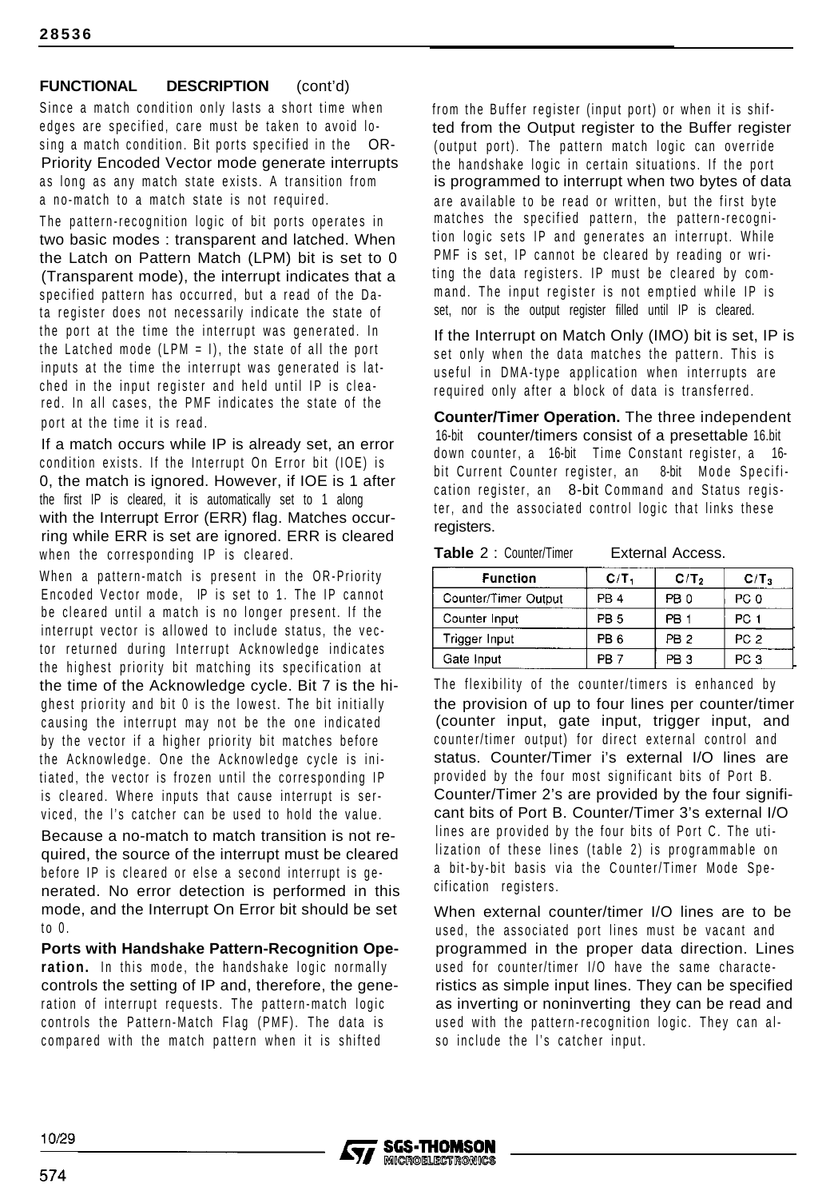## FUNCTIONAL DESCRIPTION (cont'd)

Since a match condition only lasts a short time when edges are specified, care must be taken to avoid losing a match condition. Bit ports specified in the OR-Priority Encoded Vector mode generate interrupts as long as any match state exists. A transition from a no-match to a match state is not required.

The pattern-recognition logic of bit ports operates in two basic modes : transparent and latched. When the Latch on Pattern Match (LPM) bit is set to 0 (Transparent mode), the interrupt indicates that a specified pattern has occurred, but a read of the Data register does not necessarily indicate the state of the port at the time the interrupt was generated. In the Latched mode (LPM = I), the state of all the port inputs at the time the interrupt was generated is latched in the input register and held until IP is cleared. In all cases, the PMF indicates the state of the port at the time it is read.

If a match occurs while IP is already set, an error condition exists. If the Interrupt On Error bit (IOE) is 0, the match is ignored. However, if IOE is 1 after the first IP is cleared, it is automatically set to 1 along with the Interrupt Error (ERR) flag. Matches occurring while ERR is set are ignored. ERR is cleared when the corresponding IP is cleared.

When a pattern-match is present in the OR-Priority Encoded Vector mode, IP is set to 1. The IP cannot be cleared until a match is no longer present. If the interrupt vector is allowed to include status, the vector returned during Interrupt Acknowledge indicates the highest priority bit matching its specification at the time of the Acknowledge cycle. Bit 7 is the highest priority and bit 0 is the lowest. The bit initially causing the interrupt may not be the one indicated by the vector if a higher priority bit matches before the Acknowledge. One the Acknowledge cycle is initiated, the vector is frozen until the corresponding IP is cleared. Where inputs that cause interrupt is serviced, the l's catcher can be used to hold the value.

Because a no-match to match transition is not required, the source of the interrupt must be cleared before IP is cleared or else a second interrupt is generated. No error detection is performed in this mode, and the Interrupt On Error bit should be set to 0.

**Ports with Handshake Pattern-Recognition Operation.** In this mode, the handshake logic normally controls the setting of IP and, therefore, the generation of interrupt requests. The pattern-match logic controls the Pattern-Match Flag (PMF). The data is compared with the match pattern when it is shifted from the Buffer register (input port) or when it is shifted from the Output register to the Buffer register (output port). The pattern match logic can override the handshake logic in certain situations. If the port is programmed to interrupt when two bytes of data are available to be read or written, but the first byte matches the specified pattern, the pattern-recognition logic sets IP and generates an interrupt. While PMF is set, IP cannot be cleared by reading or writing the data registers. IP must be cleared by command. The input register is not emptied while IP is set, nor is the output register filled until IP is cleared.

If the Interrupt on Match Only (IMO) bit is set, IP is set only when the data matches the pattern. This is useful in DMA-type application when interrupts are required only after a block of data is transferred.

**Counter/Timer Operation.** The three independent 16-bit counter/timers consist of a presettable 16.bit down counter, a 16-bit Time Constant register, a 16-bit Current Counter register, an 8-bit Mode Specification register, an 8-bit Command and Status register, and the associated control logic that links these registers.

**Table** 2 : Counter/Timer External Access.

| Function | $C/T_1$ | $C/T_2$ | $C/T_3$ |
|---|---|---|---|
| Counter/Timer Output | PB 4 | PB 0 | PC 0 |
| Counter Input | PB 5 | PB 1 | PC 1 |
| Trigger Input | PB 6 | PB 2 | PC 2 |
| Gate Input | PB 7 | PB 3 | PC 3 |

The flexibility of the counter/timers is enhanced by the provision of up to four lines per counter/timer (counter input, gate input, trigger input, and counter/timer output) for direct external control and status. Counter/Timer i's external I/O lines are provided by the four most significant bits of Port B. Counter/Timer 2's are provided by the four significant bits of Port B. Counter/Timer 3's external I/O lines are provided by the four bits of Port C. The utilization of these lines (table 2) is programmable on a bit-by-bit basis via the Counter/Timer Mode Specification registers.

When external counter/timer I/O lines are to be used, the associated port lines must be vacant and programmed in the proper data direction. Lines used for counter/timer I/O have the same characteristics as simple input lines. They can be specified as inverting or noninverting they can be read and used with the pattern-recognition logic. They can also include the l's catcher input.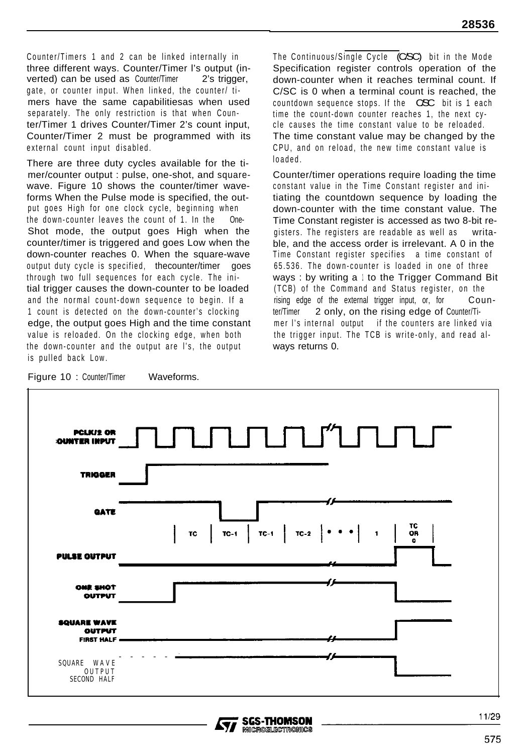Counter/Timers 1 and 2 can be linked internally in three different ways. Counter/Timer l's output (inverted) can be used as Counter/Timer 2's trigger, gate, or counter input. When linked, the counter/ timers have the same capabilitiesas when used separately. The only restriction is that when Counter/Timer 1 drives Counter/Timer 2's count input, Counter/Timer 2 must be programmed with its external count input disabled.

There are three duty cycles available for the timer/counter output : pulse, one-shot, and square-wave. Figure 10 shows the counter/timer waveforms When the Pulse mode is specified, the output goes High for one clock cycle, beginning when the down-counter leaves the count of 1. In the One-Shot mode, the output goes High when the counter/timer is triggered and goes Low when the down-counter reaches 0. When the square-wave output duty cycle is specified, thecounter/timer goes through two full sequences for each cycle. The initial trigger causes the down-counter to be loaded and the normal count-down sequence to begin. If a 1 count is detected on the down-counter's clocking edge, the output goes High and the time constant value is reloaded. On the clocking edge, when both the down-counter and the output are l's, the output is pulled back Low.

The Continuous/Single Cycle (C/$\overline{SC}$) bit in the Mode Specification register controls operation of the down-counter when it reaches terminal count. If C/SC is 0 when a terminal count is reached, the countdown sequence stops. If the C/$\overline{SC}$ bit is 1 each time the count-down counter reaches 1, the next cycle causes the time constant value to be reloaded. The time constant value may be changed by the CPU, and on reload, the new time constant value is loaded.

Counter/timer operations require loading the time constant value in the Time Constant register and initiating the countdown sequence by loading the down-counter with the time constant value. The Time Constant register is accessed as two 8-bit registers. The registers are readable as well as writable, and the access order is irrelevant. A 0 in the Time Constant register specifies a time constant of 65.536. The down-counter is loaded in one of three ways : by writing a 1 to the Trigger Command Bit (TCB) of the Command and Status register, on the rising edge of the external trigger input, or, for Counter/Timer 2 only, on the rising edge of Counter/Timer l's internal output if the counters are linked via the trigger input. The TCB is write-only, and read always returns 0.

Figure 10 : Counter/Timer Waveforms.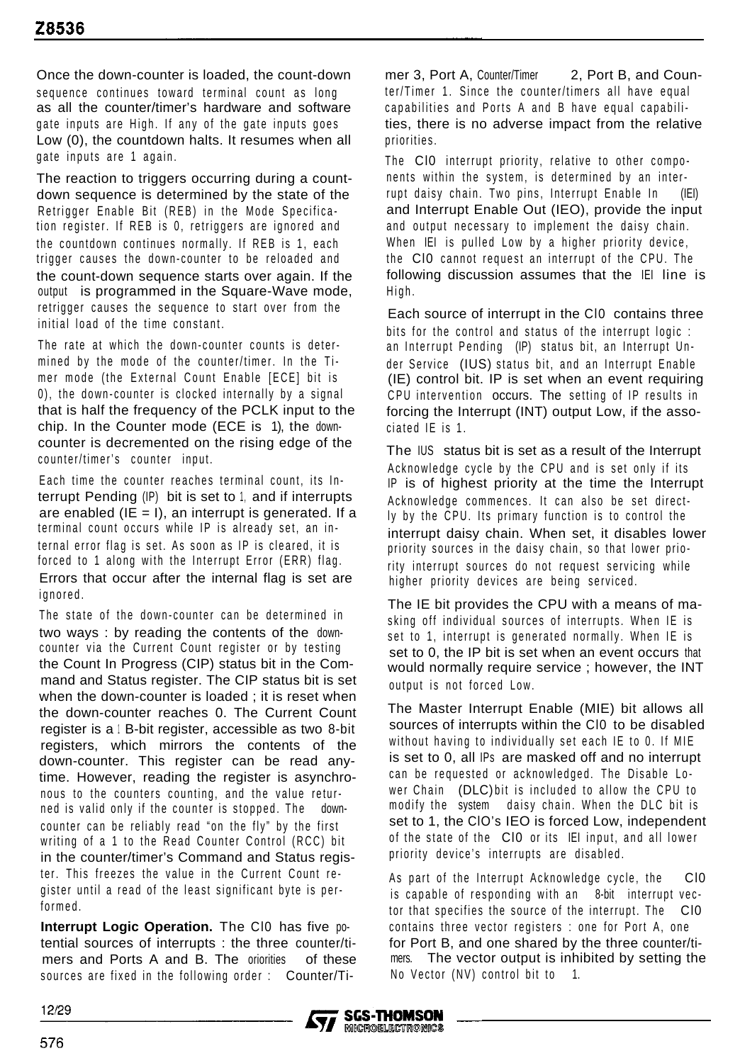Once the down-counter is loaded, the count-down sequence continues toward terminal count as long as all the counter/timer's hardware and software gate inputs are High. If any of the gate inputs goes Low (0), the countdown halts. It resumes when all gate inputs are 1 again.

The reaction to triggers occurring during a count-down sequence is determined by the state of the Retrigger Enable Bit (REB) in the Mode Specification register. If REB is 0, retriggers are ignored and the countdown continues normally. If REB is 1, each trigger causes the down-counter to be reloaded and the count-down sequence starts over again. If the output is programmed in the Square-Wave mode, retrigger causes the sequence to start over from the initial load of the time constant.

The rate at which the down-counter counts is determined by the mode of the counter/timer. In the Timer mode (the External Count Enable [ECE] bit is 0), the down-counter is clocked internally by a signal that is half the frequency of the PCLK input to the chip. In the Counter mode (ECE is 1), the down-counter is decremented on the rising edge of the counter/timer's counter input.

Each time the counter reaches terminal count, its Interrupt Pending (IP) bit is set to 1, and if interrupts are enabled (IE = I), an interrupt is generated. If a terminal count occurs while IP is already set, an internal error flag is set. As soon as IP is cleared, it is forced to 1 along with the Interrupt Error (ERR) flag. Errors that occur after the internal flag is set are ignored.

The state of the down-counter can be determined in two ways : by reading the contents of the down-counter via the Current Count register or by testing the Count In Progress (CIP) status bit in the Command and Status register. The CIP status bit is set when the down-counter is loaded ; it is reset when the down-counter reaches 0. The Current Count register is a 1 B-bit register, accessible as two 8-bit registers, which mirrors the contents of the down-counter. This register can be read anytime. However, reading the register is asynchronous to the counters counting, and the value returned is valid only if the counter is stopped. The down-counter can be reliably read "on the fly" by the first writing of a 1 to the Read Counter Control (RCC) bit in the counter/timer's Command and Status register. This freezes the value in the Current Count register until a read of the least significant byte is performed.

**Interrupt Logic Operation.** The CI0 has five potential sources of interrupts : the three counter/timers and Ports A and B. The oriorities of these sources are fixed in the following order : Counter/Timer 3, Port A, Counter/Timer 2, Port B, and Counter/Timer 1. Since the counter/timers all have equal capabilities and Ports A and B have equal capabilities, there is no adverse impact from the relative priorities.

The CI0 interrupt priority, relative to other components within the system, is determined by an interrupt daisy chain. Two pins, Interrupt Enable In (IEI) and Interrupt Enable Out (IEO), provide the input and output necessary to implement the daisy chain. When IEI is pulled Low by a higher priority device, the CI0 cannot request an interrupt of the CPU. The following discussion assumes that the IEI line is High.

Each source of interrupt in the CI0 contains three bits for the control and status of the interrupt logic : an Interrupt Pending (IP) status bit, an Interrupt Under Service (IUS) status bit, and an Interrupt Enable (IE) control bit. IP is set when an event requiring CPU intervention occurs. The setting of IP results in forcing the Interrupt (INT) output Low, if the associated IE is 1.

The IUS status bit is set as a result of the Interrupt Acknowledge cycle by the CPU and is set only if its IP is of highest priority at the time the Interrupt Acknowledge commences. It can also be set directly by the CPU. Its primary function is to control the interrupt daisy chain. When set, it disables lower priority sources in the daisy chain, so that lower priority interrupt sources do not request servicing while higher priority devices are being serviced.

The IE bit provides the CPU with a means of masking off individual sources of interrupts. When IE is set to 1, interrupt is generated normally. When IE is set to 0, the IP bit is set when an event occurs that would normally require service ; however, the INT output is not forced Low.

The Master Interrupt Enable (MIE) bit allows all sources of interrupts within the CI0 to be disabled without having to individually set each IE to 0. If MIE is set to 0, all IPs are masked off and no interrupt can be requested or acknowledged. The Disable Lower Chain (DLC) bit is included to allow the CPU to modify the system daisy chain. When the DLC bit is set to 1, the CIO's IEO is forced Low, independent of the state of the CI0 or its IEI input, and all lower priority device's interrupts are disabled.

As part of the Interrupt Acknowledge cycle, the CI0 is capable of responding with an 8-bit interrupt vector that specifies the source of the interrupt. The CI0 contains three vector registers : one for Port A, one for Port B, and one shared by the three counter/timers. The vector output is inhibited by setting the No Vector (NV) control bit to 1.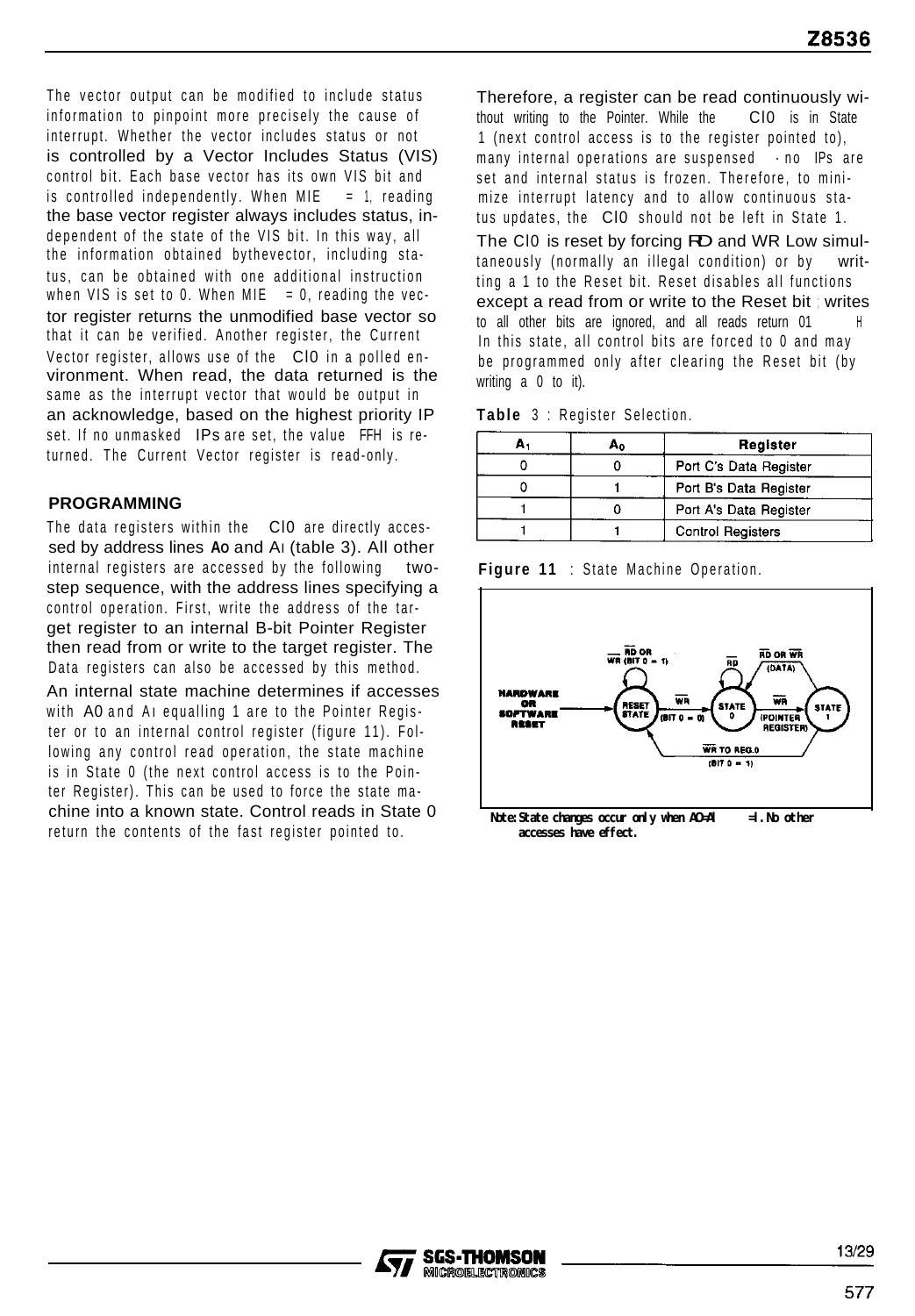The vector output can be modified to include status information to pinpoint more precisely the cause of interrupt. Whether the vector includes status or not is controlled by a Vector Includes Status (VIS) control bit. Each base vector has its own VIS bit and is controlled independently. When MIE = 1, reading the base vector register always includes status, independent of the state of the VIS bit. In this way, all the information obtained bythevector, including status, can be obtained with one additional instruction when VIS is set to 0. When MIE = 0, reading the vector register returns the unmodified base vector so that it can be verified. Another register, the Current Vector register, allows use of the CIO in a polled environment. When read, the data returned is the same as the interrupt vector that would be output in an acknowledge, based on the highest priority IP set. If no unmasked IPs are set, the value FFH is returned. The Current Vector register is read-only.

**PROGRAMMING**

The data registers within the CIO are directly accessed by address lines A0 and A1 (table 3). All other internal registers are accessed by the following two-step sequence, with the address lines specifying a control operation. First, write the address of the target register to an internal 8-bit Pointer Register then read from or write to the target register. The Data registers can also be accessed by this method. An internal state machine determines if accesses with A0 and A1 equalling 1 are to the Pointer Register or to an internal control register (figure 11). Following any control read operation, the state machine is in State 0 (the next control access is to the Pointer Register). This can be used to force the state machine into a known state. Control reads in State 0 return the contents of the fast register pointed to. Therefore, a register can be read continuously without writing to the Pointer. While the CIO is in State 1 (next control access is to the register pointed to), many internal operations are suspensed - no IPs are set and internal status is frozen. Therefore, to minimize interrupt latency and to allow continuous status updates, the CIO should not be left in State 1.

The CIO is reset by forcing RD and WR Low simultaneously (normally an illegal condition) or by writing a 1 to the Reset bit. Reset disables all functions except a read from or write to the Reset bit ; writes to all other bits are ignored, and all reads return 01 H In this state, all control bits are forced to 0 and may be programmed only after clearing the Reset bit (by writing a 0 to it).

**Table 3** : Register Selection.

| $A_1$ | $A_0$ | Register |
|---|---|---|
| 0 | 0 | Port C's Data Register |
| 0 | 1 | Port B's Data Register |
| 1 | 0 | Port A's Data Register |
| 1 | 1 | Control Registers |

**Figure 11** : State Machine Operation.

HARDWARE OR SOFTWARE RESET
RESET STATE
STATE 0
STATE 1
RD OR WR (BIT 0 = 1)
WR (BIT 0 = 0)
RD
WR (POINTER REGISTER)
RD OR WR (DATA)
WR TO REG.0 (BIT 0 = 1)

**Note: State changes occur only when A0=A1 =1. No other accesses have effect.**